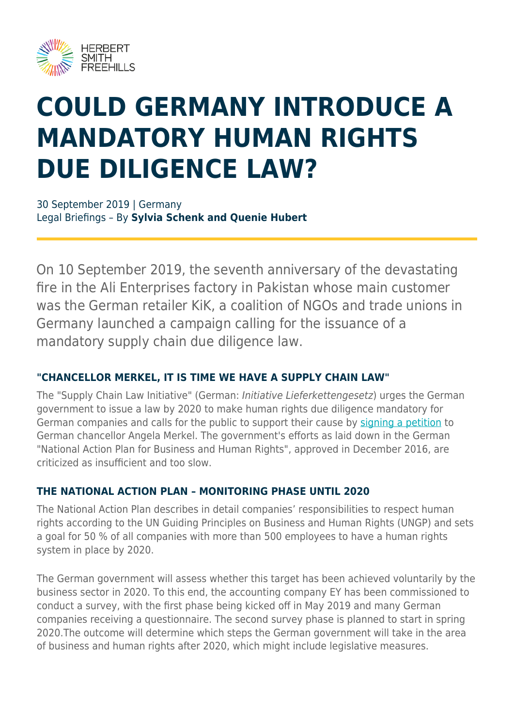# COULD GERMANY INTRODUCE A MANDATORY HUMAN RIGHTS DUE DILIGENCE LAW?

30 September 2019 | Germany
Legal Briefings – By **Sylvia Schenk and Quenie Hubert**

On 10 September 2019, the seventh anniversary of the devastating fire in the Ali Enterprises factory in Pakistan whose main customer was the German retailer KiK, a coalition of NGOs and trade unions in Germany launched a campaign calling for the issuance of a mandatory supply chain due diligence law.

### "CHANCELLOR MERKEL, IT IS TIME WE HAVE A SUPPLY CHAIN LAW"

The "Supply Chain Law Initiative" (German: *Initiative Lieferkettengesetz*) urges the German government to issue a law by 2020 to make human rights due diligence mandatory for German companies and calls for the public to support their cause by signing a petition to German chancellor Angela Merkel. The government's efforts as laid down in the German "National Action Plan for Business and Human Rights", approved in December 2016, are criticized as insufficient and too slow.

### THE NATIONAL ACTION PLAN – MONITORING PHASE UNTIL 2020

The National Action Plan describes in detail companies' responsibilities to respect human rights according to the UN Guiding Principles on Business and Human Rights (UNGP) and sets a goal for 50 % of all companies with more than 500 employees to have a human rights system in place by 2020.

The German government will assess whether this target has been achieved voluntarily by the business sector in 2020. To this end, the accounting company EY has been commissioned to conduct a survey, with the first phase being kicked off in May 2019 and many German companies receiving a questionnaire. The second survey phase is planned to start in spring 2020.The outcome will determine which steps the German government will take in the area of business and human rights after 2020, which might include legislative measures.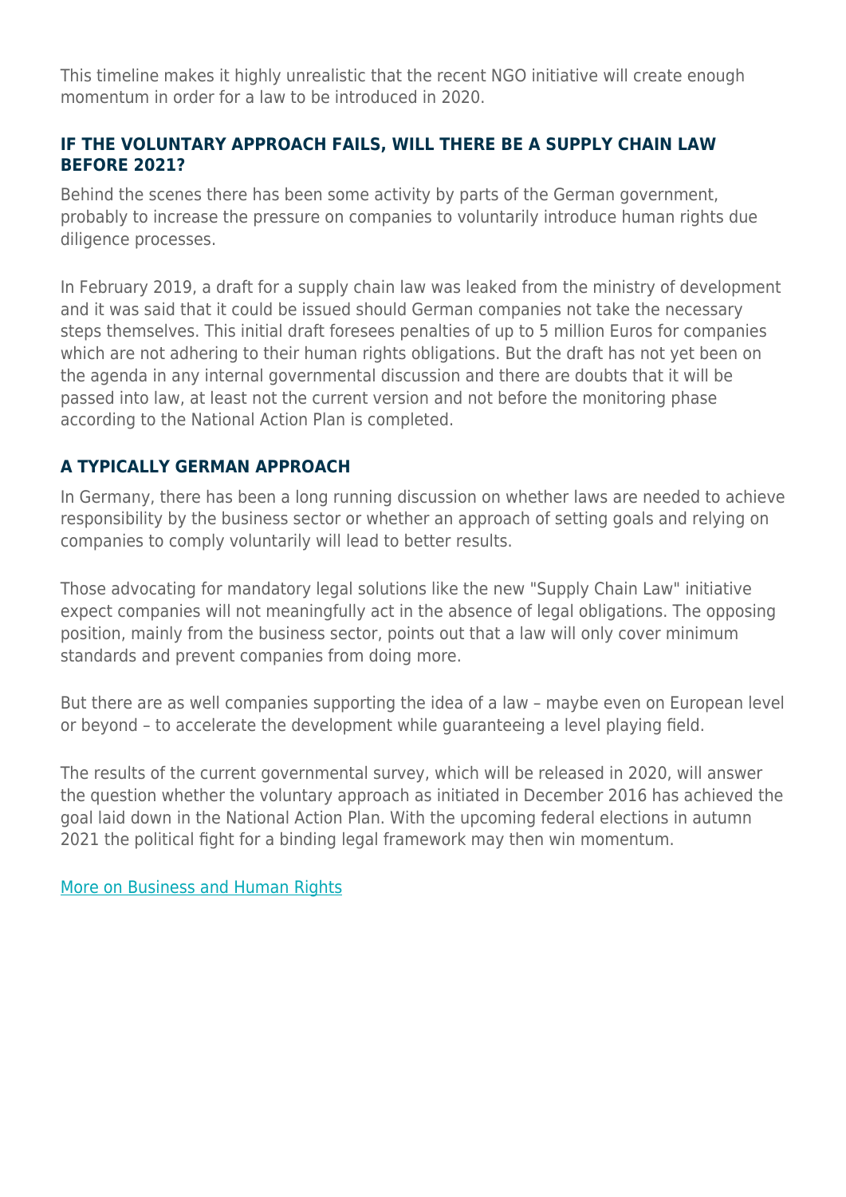This timeline makes it highly unrealistic that the recent NGO initiative will create enough momentum in order for a law to be introduced in 2020.

## IF THE VOLUNTARY APPROACH FAILS, WILL THERE BE A SUPPLY CHAIN LAW BEFORE 2021?

Behind the scenes there has been some activity by parts of the German government, probably to increase the pressure on companies to voluntarily introduce human rights due diligence processes.

In February 2019, a draft for a supply chain law was leaked from the ministry of development and it was said that it could be issued should German companies not take the necessary steps themselves. This initial draft foresees penalties of up to 5 million Euros for companies which are not adhering to their human rights obligations. But the draft has not yet been on the agenda in any internal governmental discussion and there are doubts that it will be passed into law, at least not the current version and not before the monitoring phase according to the National Action Plan is completed.

## A TYPICALLY GERMAN APPROACH

In Germany, there has been a long running discussion on whether laws are needed to achieve responsibility by the business sector or whether an approach of setting goals and relying on companies to comply voluntarily will lead to better results.

Those advocating for mandatory legal solutions like the new "Supply Chain Law" initiative expect companies will not meaningfully act in the absence of legal obligations. The opposing position, mainly from the business sector, points out that a law will only cover minimum standards and prevent companies from doing more.

But there are as well companies supporting the idea of a law – maybe even on European level or beyond – to accelerate the development while guaranteeing a level playing field.

The results of the current governmental survey, which will be released in 2020, will answer the question whether the voluntary approach as initiated in December 2016 has achieved the goal laid down in the National Action Plan. With the upcoming federal elections in autumn 2021 the political fight for a binding legal framework may then win momentum.

More on Business and Human Rights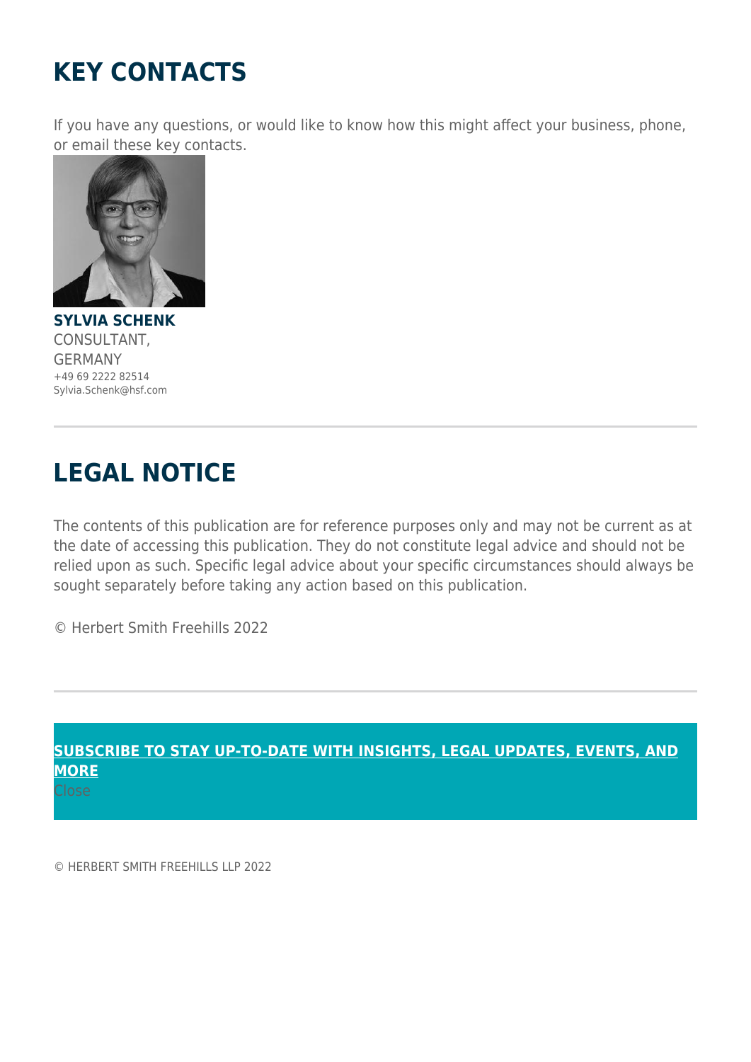## KEY CONTACTS

If you have any questions, or would like to know how this might affect your business, phone, or email these key contacts.

**SYLVIA SCHENK**
CONSULTANT,
GERMANY
+49 69 2222 82514
Sylvia.Schenk@hsf.com

---

## LEGAL NOTICE

The contents of this publication are for reference purposes only and may not be current as at the date of accessing this publication. They do not constitute legal advice and should not be relied upon as such. Specific legal advice about your specific circumstances should always be sought separately before taking any action based on this publication.

© Herbert Smith Freehills 2022

---

**SUBSCRIBE TO STAY UP-TO-DATE WITH INSIGHTS, LEGAL UPDATES, EVENTS, AND MORE**

Close

© HERBERT SMITH FREEHILLS LLP 2022